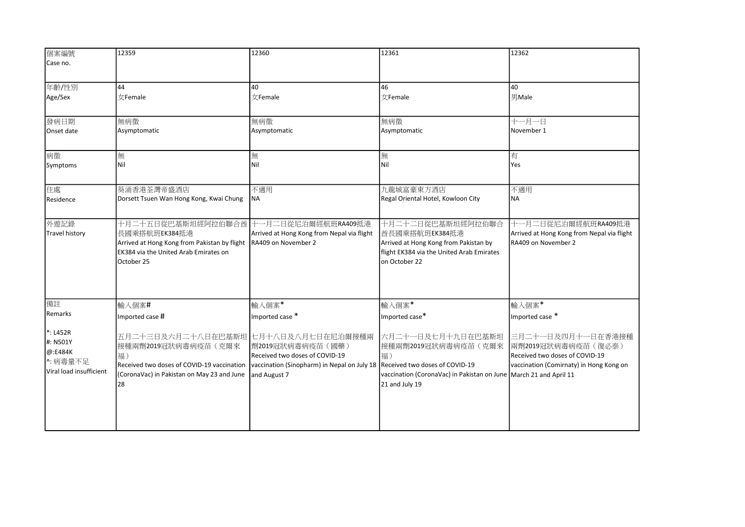| 個案編號<br>Case no. | 12359 | 12360 | 12361 | 12362 |
| --- | --- | --- | --- | --- |
| 年齡/性別<br>Age/Sex | 44<br>女Female | 40<br>女Female | 46<br>女Female | 40<br>男Male |
| 發病日期<br>Onset date | 無病徵<br>Asymptomatic | 無病徵<br>Asymptomatic | 無病徵<br>Asymptomatic | 十一月一日<br>November 1 |
| 病徵<br>Symptoms | 無<br>Nil | 無<br>Nil | 無<br>Nil | 有<br>Yes |
| 住處<br>Residence | 葵涌香港荃灣帝盛酒店<br>Dorsett Tsuen Wan Hong Kong, Kwai Chung | 不適用<br>NA | 九龍城富豪東方酒店<br>Regal Oriental Hotel, Kowloon City | 不適用<br>NA |
| 外遊記錄<br>Travel history | 十月二十五日從巴基斯坦經阿拉伯聯合酋長國乘搭航班EK384抵港<br>Arrived at Hong Kong from Pakistan by flight EK384 via the United Arab Emirates on October 25 | 十一月二日從尼泊爾經航班RA409抵港<br>Arrived at Hong Kong from Nepal via flight RA409 on November 2 | 十月二十二日從巴基斯坦經阿拉伯聯合酋長國乘搭航班EK384抵港<br>Arrived at Hong Kong from Pakistan by flight EK384 via the United Arab Emirates on October 22 | 十一月二日從尼泊爾經航班RA409抵港<br>Arrived at Hong Kong from Nepal via flight RA409 on November 2 |
| 備註<br>Remarks<br><br>*: L452R<br>#: N501Y<br>@:E484K<br>^: 病毒量不足<br>Viral load insufficient | 輸入個案#<br>Imported case #<br><br>五月二十三日及六月二十八日在巴基斯坦接種兩劑2019冠狀病毒病疫苗（克爾來福）<br>Received two doses of COVID-19 vaccination (CoronaVac) in Pakistan on May 23 and June 28 | 輸入個案*<br>Imported case *<br><br>七月十八日及八月七日在尼泊爾接種兩劑2019冠狀病毒病疫苗（國藥）<br>Received two doses of COVID-19 vaccination (Sinopharm) in Nepal on July 18 and August 7 | 輸入個案*<br>Imported case*<br><br>六月二十一日及七月十九日在巴基斯坦接種兩劑2019冠狀病毒病疫苗（克爾來福）<br>Received two doses of COVID-19 vaccination (CoronaVac) in Pakistan on June 21 and July 19 | 輸入個案*<br>Imported case *<br><br>三月二十一日及四月十一日在香港接種兩劑2019冠狀病毒病疫苗（復必泰）<br>Received two doses of COVID-19 vaccination (Comirnaty) in Hong Kong on March 21 and April 11 |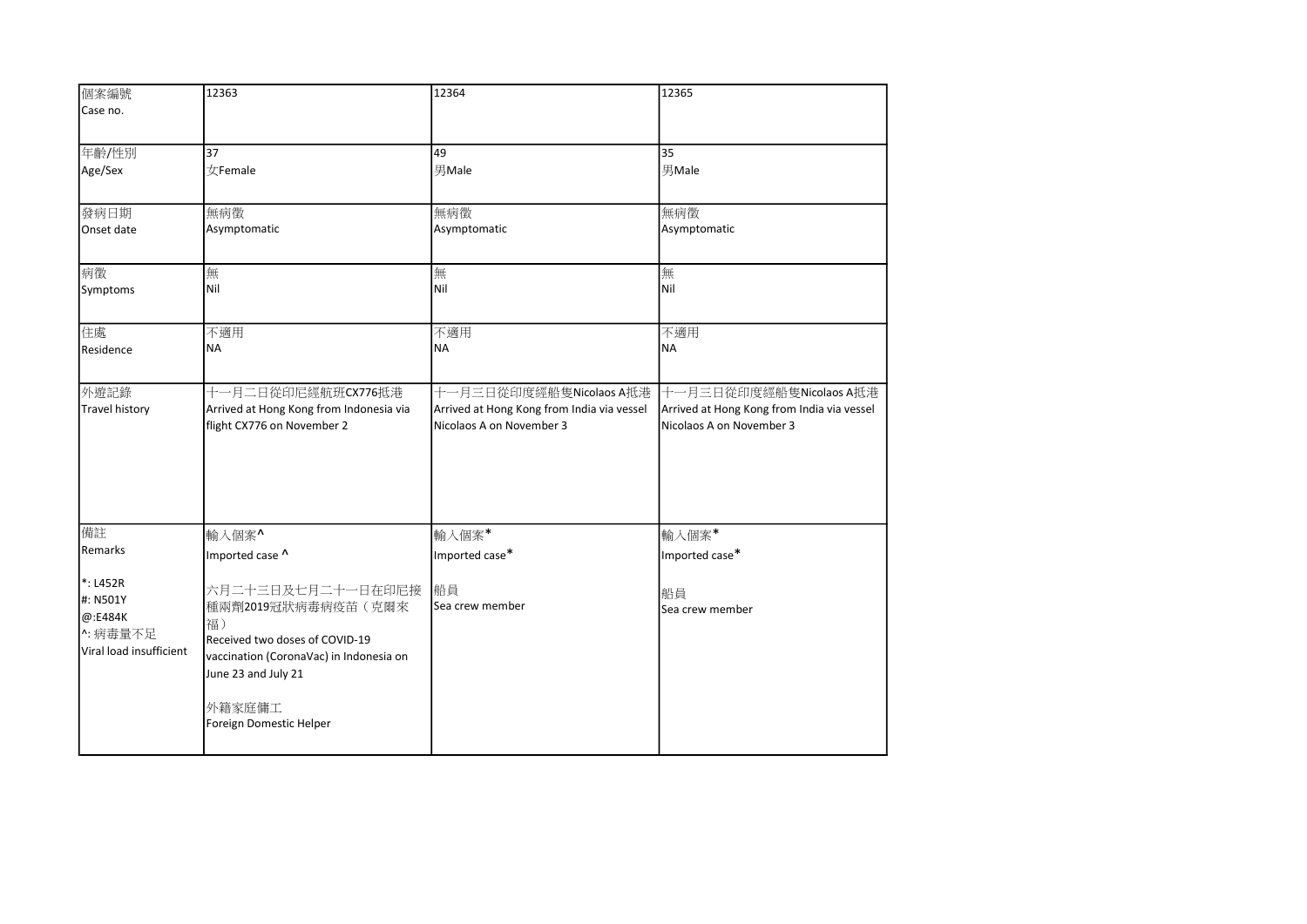| 個案編號<br>Case no. | 12363 | 12364 | 12365 |
|---|---|---|---|
| 年齡/性別<br>Age/Sex | 37<br>女Female | 49<br>男Male | 35<br>男Male |
| 發病日期<br>Onset date | 無病徵<br>Asymptomatic | 無病徵<br>Asymptomatic | 無病徵<br>Asymptomatic |
| 病徵<br>Symptoms | 無<br>Nil | 無<br>Nil | 無<br>Nil |
| 住處<br>Residence | 不適用<br>NA | 不適用<br>NA | 不適用<br>NA |
| 外遊記錄<br>Travel history | 十一月二日從印尼經航班CX776抵港<br>Arrived at Hong Kong from Indonesia via flight CX776 on November 2 | 十一月三日從印度經船隻Nicolaos A抵港<br>Arrived at Hong Kong from India via vessel Nicolaos A on November 3 | 十一月三日從印度經船隻Nicolaos A抵港<br>Arrived at Hong Kong from India via vessel Nicolaos A on November 3 |
| 備註<br>Remarks<br><br>*: L452R<br>#: N501Y<br>@:E484K<br>^: 病毒量不足<br>Viral load insufficient | 輸入個案^<br>Imported case ^<br><br>六月二十三日及七月二十一日在印尼接種兩劑2019冠狀病毒病疫苗（克爾來福）<br>Received two doses of COVID-19 vaccination (CoronaVac) in Indonesia on June 23 and July 21<br><br>外籍家庭傭工<br>Foreign Domestic Helper | 輸入個案*<br>Imported case*<br><br>船員<br>Sea crew member | 輸入個案*<br>Imported case*<br><br>船員<br>Sea crew member |